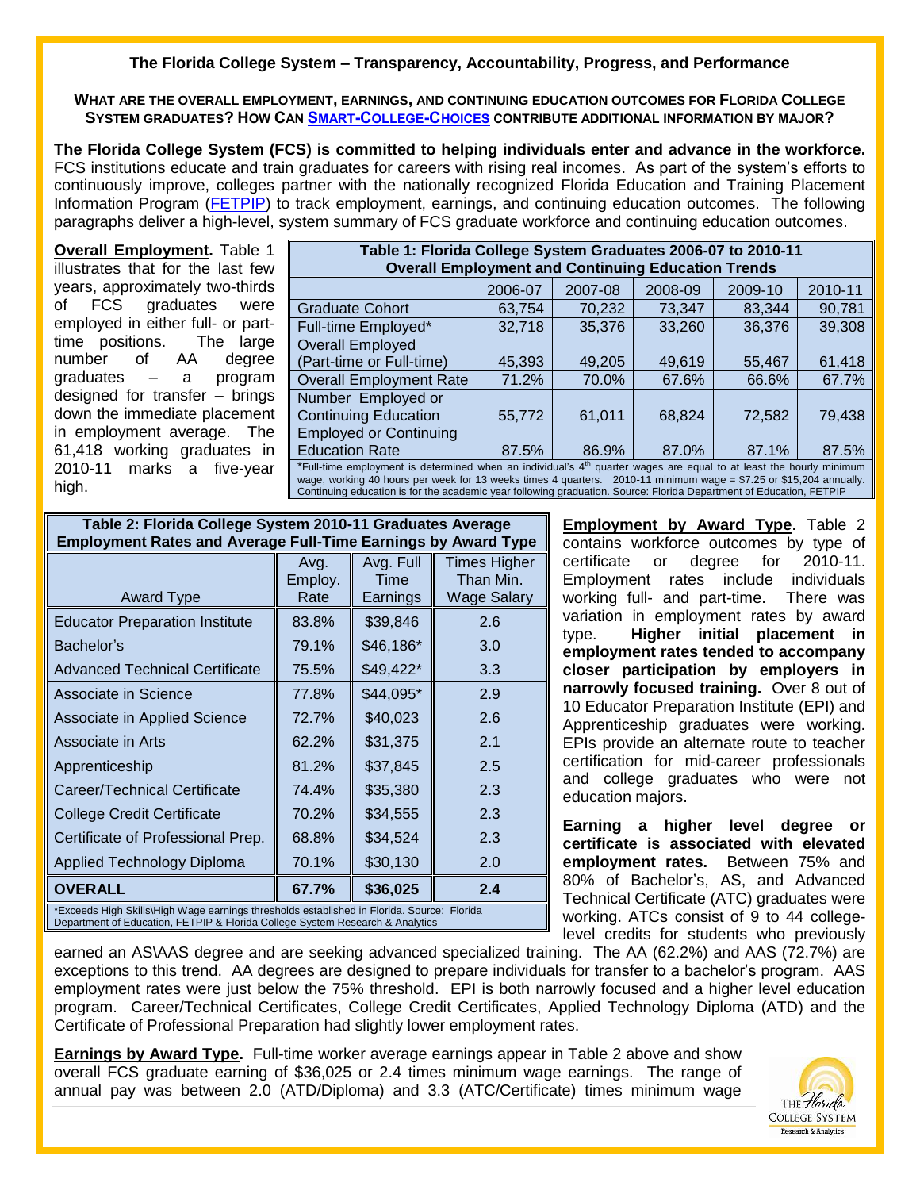# The Florida College System – Transparency, Accountability, Progress, and Performance

**WHAT ARE THE OVERALL EMPLOYMENT, EARNINGS, AND CONTINUING EDUCATION OUTCOMES FOR FLORIDA COLLEGE SYSTEM GRADUATES? HOW CAN SMART-COLLEGE-CHOICES CONTRIBUTE ADDITIONAL INFORMATION BY MAJOR?**

**The Florida College System (FCS) is committed to helping individuals enter and advance in the workforce.** FCS institutions educate and train graduates for careers with rising real incomes. As part of the system's efforts to continuously improve, colleges partner with the nationally recognized Florida Education and Training Placement Information Program (FETPIP) to track employment, earnings, and continuing education outcomes. The following paragraphs deliver a high-level, system summary of FCS graduate workforce and continuing education outcomes.

**Overall Employment.** Table 1 illustrates that for the last few years, approximately two-thirds of FCS graduates were employed in either full- or part-time positions. The large number of AA degree graduates – a program designed for transfer – brings down the immediate placement in employment average. The 61,418 working graduates in 2010-11 marks a five-year high.

**Table 1: Florida College System Graduates 2006-07 to 2010-11 Overall Employment and Continuing Education Trends**

| | 2006-07 | 2007-08 | 2008-09 | 2009-10 | 2010-11 |
|---|---|---|---|---|---|
| Graduate Cohort | 63,754 | 70,232 | 73,347 | 83,344 | 90,781 |
| Full-time Employed* | 32,718 | 35,376 | 33,260 | 36,376 | 39,308 |
| Overall Employed (Part-time or Full-time) | 45,393 | 49,205 | 49,619 | 55,467 | 61,418 |
| Overall Employment Rate | 71.2% | 70.0% | 67.6% | 66.6% | 67.7% |
| Number Employed or Continuing Education | 55,772 | 61,011 | 68,824 | 72,582 | 79,438 |
| Employed or Continuing Education Rate | 87.5% | 86.9% | 87.0% | 87.1% | 87.5% |

*Full-time employment is determined when an individual's 4th quarter wages are equal to at least the hourly minimum wage, working 40 hours per week for 13 weeks times 4 quarters. 2010-11 minimum wage = $7.25 or $15,204 annually. Continuing education is for the academic year following graduation. Source: Florida Department of Education, FETPIP

**Table 2: Florida College System 2010-11 Graduates Average Employment Rates and Average Full-Time Earnings by Award Type**

| Award Type | Avg. Employ. Rate | Avg. Full Time Earnings | Times Higher Than Min. Wage Salary |
|---|---|---|---|
| Educator Preparation Institute | 83.8% | $39,846 | 2.6 |
| Bachelor's | 79.1% | $46,186* | 3.0 |
| Advanced Technical Certificate | 75.5% | $49,422* | 3.3 |
| Associate in Science | 77.8% | $44,095* | 2.9 |
| Associate in Applied Science | 72.7% | $40,023 | 2.6 |
| Associate in Arts | 62.2% | $31,375 | 2.1 |
| Apprenticeship | 81.2% | $37,845 | 2.5 |
| Career/Technical Certificate | 74.4% | $35,380 | 2.3 |
| College Credit Certificate | 70.2% | $34,555 | 2.3 |
| Certificate of Professional Prep. | 68.8% | $34,524 | 2.3 |
| Applied Technology Diploma | 70.1% | $30,130 | 2.0 |
| **OVERALL** | **67.7%** | **$36,025** | **2.4** |

*Exceeds High Skills\High Wage earnings thresholds established in Florida. Source: Florida Department of Education, FETPIP & Florida College System Research & Analytics

**Employment by Award Type.** Table 2 contains workforce outcomes by type of certificate or degree for 2010-11. Employment rates include individuals working full- and part-time. There was variation in employment rates by award type. **Higher initial placement in employment rates tended to accompany closer participation by employers in narrowly focused training.** Over 8 out of 10 Educator Preparation Institute (EPI) and Apprenticeship graduates were working. EPIs provide an alternate route to teacher certification for mid-career professionals and college graduates who were not education majors.

**Earning a higher level degree or certificate is associated with elevated employment rates.** Between 75% and 80% of Bachelor's, AS, and Advanced Technical Certificate (ATC) graduates were working. ATCs consist of 9 to 44 college-level credits for students who previously earned an AS\AAS degree and are seeking advanced specialized training. The AA (62.2%) and AAS (72.7%) are exceptions to this trend. AA degrees are designed to prepare individuals for transfer to a bachelor's program. AAS employment rates were just below the 75% threshold. EPI is both narrowly focused and a higher level education program. Career/Technical Certificates, College Credit Certificates, Applied Technology Diploma (ATD) and the Certificate of Professional Preparation had slightly lower employment rates.

**Earnings by Award Type.** Full-time worker average earnings appear in Table 2 above and show overall FCS graduate earning of $36,025 or 2.4 times minimum wage earnings. The range of annual pay was between 2.0 (ATD/Diploma) and 3.3 (ATC/Certificate) times minimum wage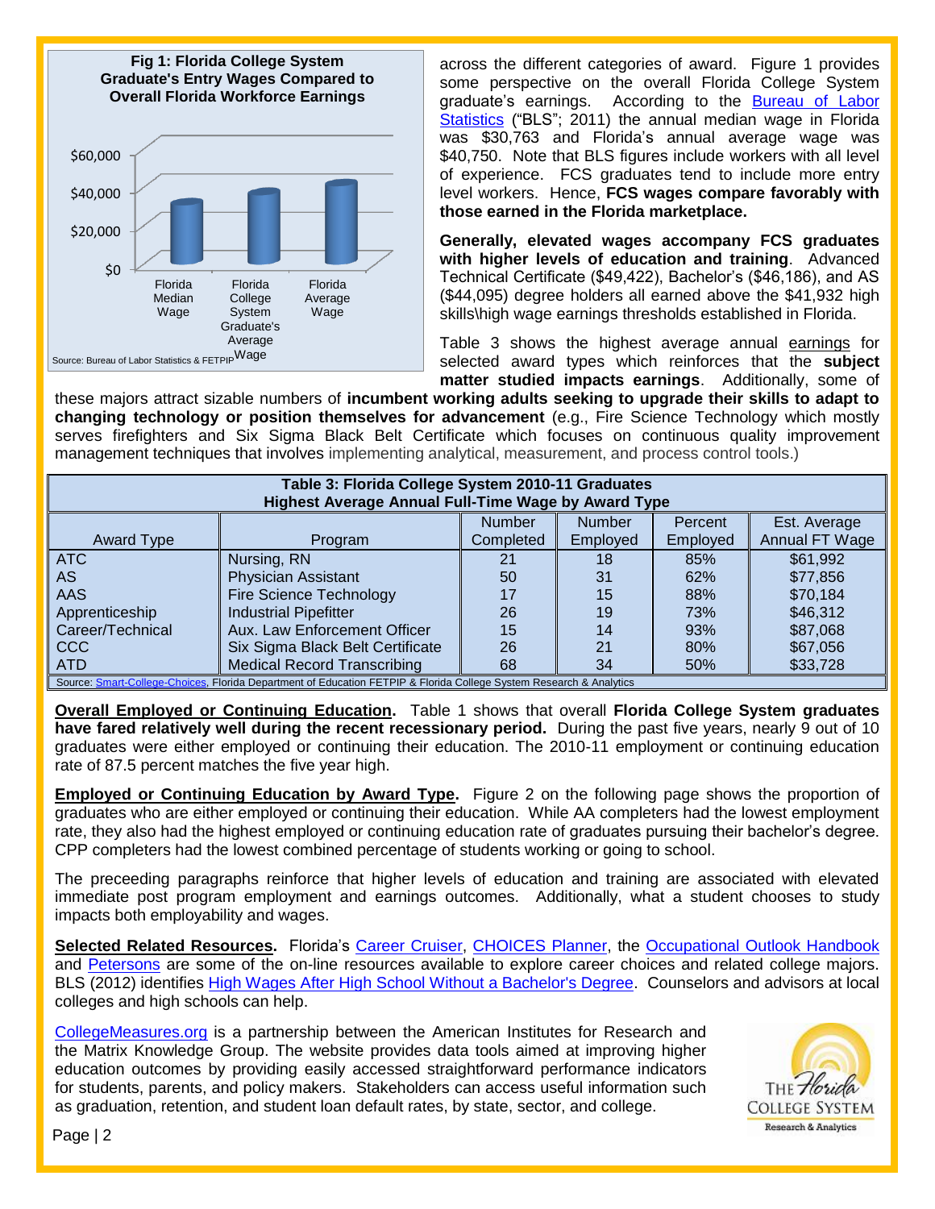**Fig 1: Florida College System Graduate's Entry Wages Compared to Overall Florida Workforce Earnings**

| | Florida Median Wage | Florida College System Graduate's Average Wage | Florida Average Wage |
|---|---|---|---|
| Axis scale | $0 – $60,000 | | |

Source: Bureau of Labor Statistics & FETPIP

across the different categories of award. Figure 1 provides some perspective on the overall Florida College System graduate's earnings. According to the Bureau of Labor Statistics ("BLS"; 2011) the annual median wage in Florida was $30,763 and Florida's annual average wage was $40,750. Note that BLS figures include workers with all level of experience. FCS graduates tend to include more entry level workers. Hence, **FCS wages compare favorably with those earned in the Florida marketplace.**

**Generally, elevated wages accompany FCS graduates with higher levels of education and training**. Advanced Technical Certificate ($49,422), Bachelor's ($46,186), and AS ($44,095) degree holders all earned above the $41,932 high skills\high wage earnings thresholds established in Florida.

Table 3 shows the highest average annual earnings for selected award types which reinforces that the **subject matter studied impacts earnings**. Additionally, some of these majors attract sizable numbers of **incumbent working adults seeking to upgrade their skills to adapt to changing technology or position themselves for advancement** (e.g., Fire Science Technology which mostly serves firefighters and Six Sigma Black Belt Certificate which focuses on continuous quality improvement management techniques that involves implementing analytical, measurement, and process control tools.)

**Table 3: Florida College System 2010-11 Graduates Highest Average Annual Full-Time Wage by Award Type**

| Award Type | Program | Number Completed | Number Employed | Percent Employed | Est. Average Annual FT Wage |
|---|---|---|---|---|---|
| ATC | Nursing, RN | 21 | 18 | 85% | $61,992 |
| AS | Physician Assistant | 50 | 31 | 62% | $77,856 |
| AAS | Fire Science Technology | 17 | 15 | 88% | $70,184 |
| Apprenticeship | Industrial Pipefitter | 26 | 19 | 73% | $46,312 |
| Career/Technical | Aux. Law Enforcement Officer | 15 | 14 | 93% | $87,068 |
| CCC | Six Sigma Black Belt Certificate | 26 | 21 | 80% | $67,056 |
| ATD | Medical Record Transcribing | 68 | 34 | 50% | $33,728 |

Source: Smart-College-Choices, Florida Department of Education FETPIP & Florida College System Research & Analytics

**Overall Employed or Continuing Education.** Table 1 shows that overall **Florida College System graduates have fared relatively well during the recent recessionary period.** During the past five years, nearly 9 out of 10 graduates were either employed or continuing their education. The 2010-11 employment or continuing education rate of 87.5 percent matches the five year high.

**Employed or Continuing Education by Award Type.** Figure 2 on the following page shows the proportion of graduates who are either employed or continuing their education. While AA completers had the lowest employment rate, they also had the highest employed or continuing education rate of graduates pursuing their bachelor's degree. CPP completers had the lowest combined percentage of students working or going to school.

The preceeding paragraphs reinforce that higher levels of education and training are associated with elevated immediate post program employment and earnings outcomes. Additionally, what a student chooses to study impacts both employability and wages.

**Selected Related Resources.** Florida's Career Cruiser, CHOICES Planner, the Occupational Outlook Handbook and Petersons are some of the on-line resources available to explore career choices and related college majors. BLS (2012) identifies High Wages After High School Without a Bachelor's Degree. Counselors and advisors at local colleges and high schools can help.

CollegeMeasures.org is a partnership between the American Institutes for Research and the Matrix Knowledge Group. The website provides data tools aimed at improving higher education outcomes by providing easily accessed straightforward performance indicators for students, parents, and policy makers. Stakeholders can access useful information such as graduation, retention, and student loan default rates, by state, sector, and college.

The Florida College System Research & Analytics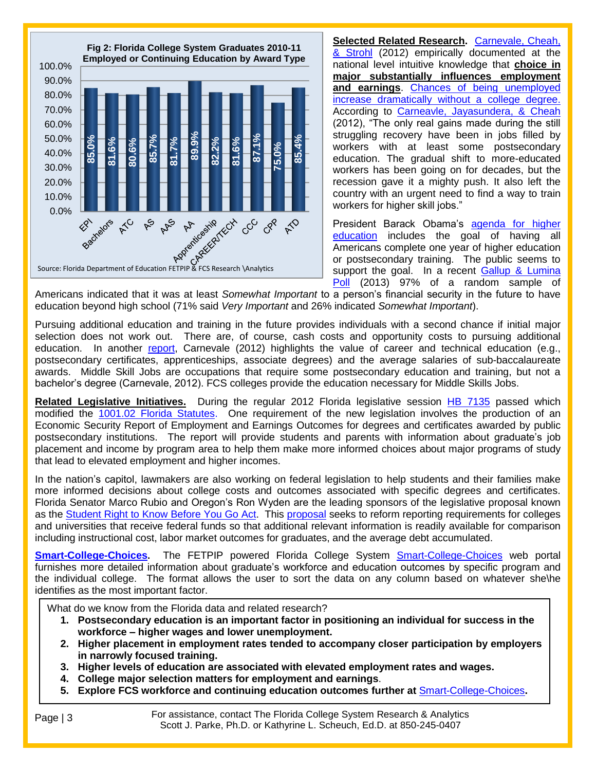**Fig 2: Florida College System Graduates 2010-11 Employed or Continuing Education by Award Type**

100.0%
90.0%
80.0%
70.0%
60.0%
50.0%
40.0%
30.0%
20.0%
10.0%
0.0%

85.0% 81.6% 80.6% 85.7% 81.7% 89.9% 82.2% 81.6% 87.1% 75.0% 85.4%

EPI Bachelors ATC AS AAS AA Apprenticeship CAREER/TECH CCC CPP ATD

Source: Florida Department of Education FETPIP & FCS Research \Analytics

**Selected Related Research.** Carnevale, Cheah, & Strohl (2012) empirically documented at the national level intuitive knowledge that **choice in major substantially influences employment and earnings**. Chances of being unemployed increase dramatically without a college degree. According to Carneavle, Jayasundera, & Cheah (2012), "The only real gains made during the still struggling recovery have been in jobs filled by workers with at least some postsecondary education. The gradual shift to more-educated workers has been going on for decades, but the recession gave it a mighty push. It also left the country with an urgent need to find a way to train workers for higher skill jobs."

President Barack Obama's agenda for higher education includes the goal of having all Americans complete one year of higher education or postsecondary training. The public seems to support the goal. In a recent Gallup & Lumina Poll (2013) 97% of a random sample of Americans indicated that it was at least *Somewhat Important* to a person's financial security in the future to have education beyond high school (71% said *Very Important* and 26% indicated *Somewhat Important*).

Pursuing additional education and training in the future provides individuals with a second chance if initial major selection does not work out. There are, of course, cash costs and opportunity costs to pursuing additional education. In another report, Carnevale (2012) highlights the value of career and technical education (e.g., postsecondary certificates, apprenticeships, associate degrees) and the average salaries of sub-baccalaureate awards. Middle Skill Jobs are occupations that require some postsecondary education and training, but not a bachelor's degree (Carnevale, 2012). FCS colleges provide the education necessary for Middle Skills Jobs.

**Related Legislative Initiatives.** During the regular 2012 Florida legislative session HB 7135 passed which modified the 1001.02 Florida Statutes. One requirement of the new legislation involves the production of an Economic Security Report of Employment and Earnings Outcomes for degrees and certificates awarded by public postsecondary institutions. The report will provide students and parents with information about graduate's job placement and income by program area to help them make more informed choices about major programs of study that lead to elevated employment and higher incomes.

In the nation's capitol, lawmakers are also working on federal legislation to help students and their families make more informed decisions about college costs and outcomes associated with specific degrees and certificates. Florida Senator Marco Rubio and Oregon's Ron Wyden are the leading sponsors of the legislative proposal known as the Student Right to Know Before You Go Act. This proposal seeks to reform reporting requirements for colleges and universities that receive federal funds so that additional relevant information is readily available for comparison including instructional cost, labor market outcomes for graduates, and the average debt accumulated.

**Smart-College-Choices.** The FETPIP powered Florida College System Smart-College-Choices web portal furnishes more detailed information about graduate's workforce and education outcomes by specific program and the individual college. The format allows the user to sort the data on any column based on whatever she\he identifies as the most important factor.

What do we know from the Florida data and related research?

1. **Postsecondary education is an important factor in positioning an individual for success in the workforce – higher wages and lower unemployment.**
2. **Higher placement in employment rates tended to accompany closer participation by employers in narrowly focused training.**
3. **Higher levels of education are associated with elevated employment rates and wages.**
4. **College major selection matters for employment and earnings**.
5. **Explore FCS workforce and continuing education outcomes further at** Smart-College-Choices**.**

For assistance, contact The Florida College System Research & Analytics
Scott J. Parke, Ph.D. or Kathyrine L. Scheuch, Ed.D. at 850-245-0407